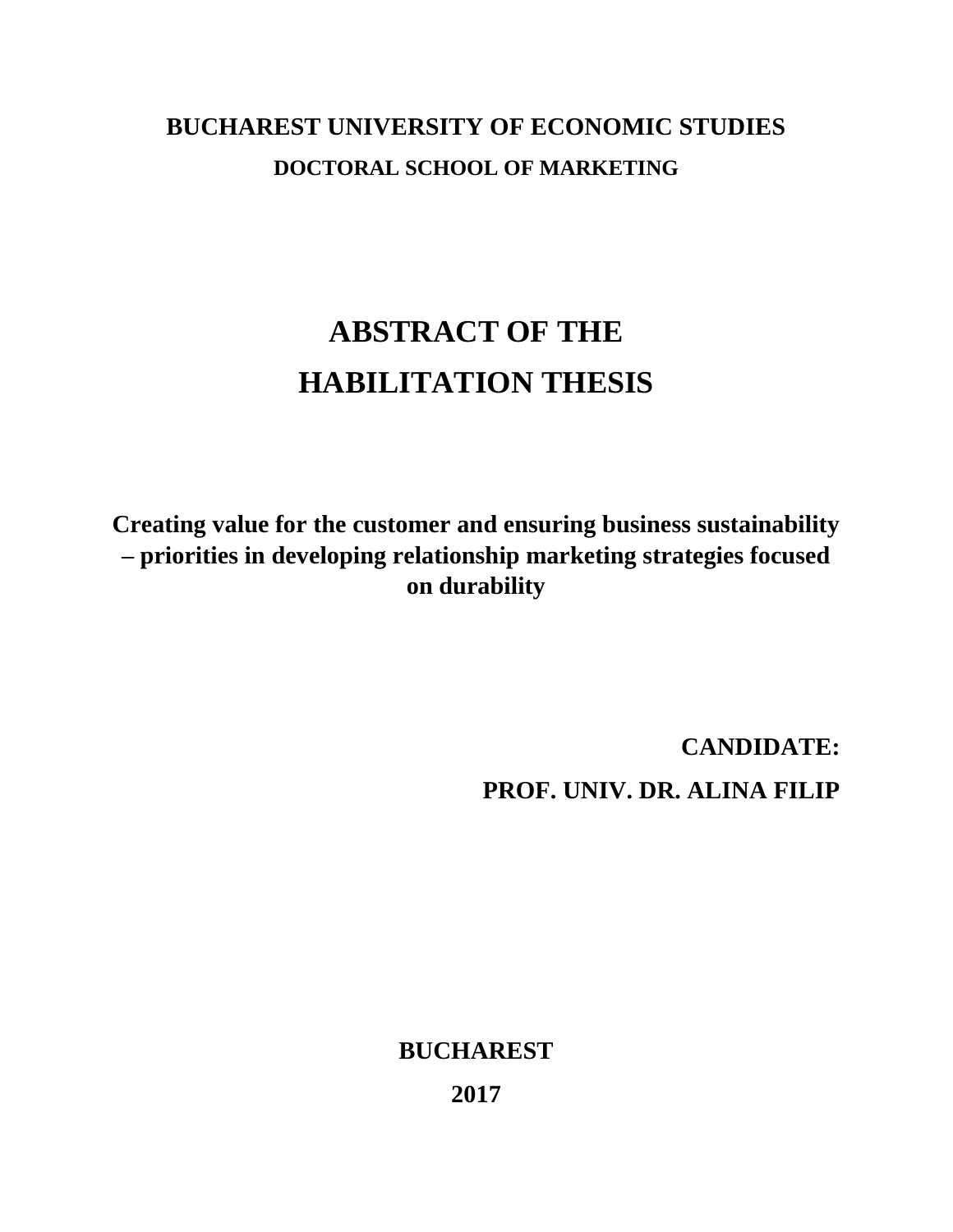**BUCHAREST UNIVERSITY OF ECONOMIC STUDIES**

**DOCTORAL SCHOOL OF MARKETING**

# ABSTRACT OF THE HABILITATION THESIS

**Creating value for the customer and ensuring business sustainability – priorities in developing relationship marketing strategies focused on durability**

**CANDIDATE:**

**PROF. UNIV. DR. ALINA FILIP**

**BUCHAREST**

**2017**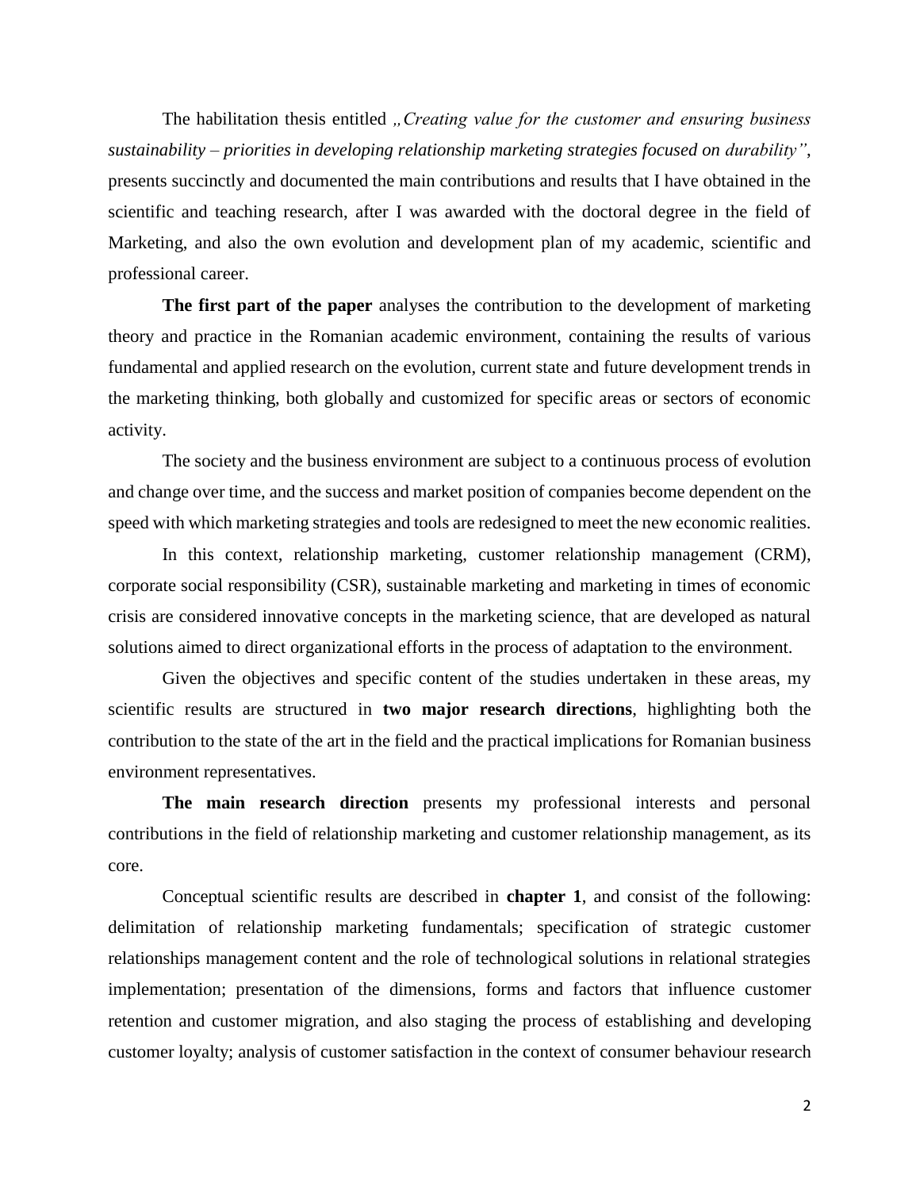The habilitation thesis entitled *„Creating value for the customer and ensuring business sustainability – priorities in developing relationship marketing strategies focused on durability"*, presents succinctly and documented the main contributions and results that I have obtained in the scientific and teaching research, after I was awarded with the doctoral degree in the field of Marketing, and also the own evolution and development plan of my academic, scientific and professional career.

**The first part of the paper** analyses the contribution to the development of marketing theory and practice in the Romanian academic environment, containing the results of various fundamental and applied research on the evolution, current state and future development trends in the marketing thinking, both globally and customized for specific areas or sectors of economic activity.

The society and the business environment are subject to a continuous process of evolution and change over time, and the success and market position of companies become dependent on the speed with which marketing strategies and tools are redesigned to meet the new economic realities.

In this context, relationship marketing, customer relationship management (CRM), corporate social responsibility (CSR), sustainable marketing and marketing in times of economic crisis are considered innovative concepts in the marketing science, that are developed as natural solutions aimed to direct organizational efforts in the process of adaptation to the environment.

Given the objectives and specific content of the studies undertaken in these areas, my scientific results are structured in **two major research directions**, highlighting both the contribution to the state of the art in the field and the practical implications for Romanian business environment representatives.

**The main research direction** presents my professional interests and personal contributions in the field of relationship marketing and customer relationship management, as its core.

Conceptual scientific results are described in **chapter 1**, and consist of the following: delimitation of relationship marketing fundamentals; specification of strategic customer relationships management content and the role of technological solutions in relational strategies implementation; presentation of the dimensions, forms and factors that influence customer retention and customer migration, and also staging the process of establishing and developing customer loyalty; analysis of customer satisfaction in the context of consumer behaviour research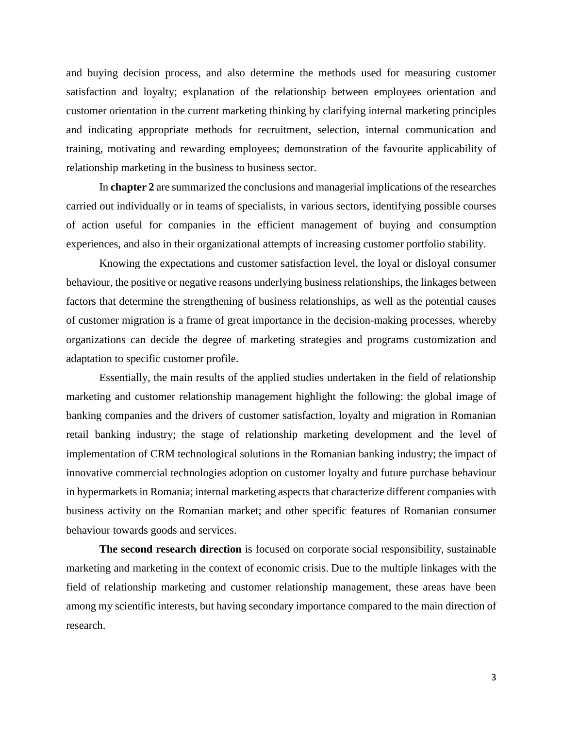and buying decision process, and also determine the methods used for measuring customer satisfaction and loyalty; explanation of the relationship between employees orientation and customer orientation in the current marketing thinking by clarifying internal marketing principles and indicating appropriate methods for recruitment, selection, internal communication and training, motivating and rewarding employees; demonstration of the favourite applicability of relationship marketing in the business to business sector.

In **chapter 2** are summarized the conclusions and managerial implications of the researches carried out individually or in teams of specialists, in various sectors, identifying possible courses of action useful for companies in the efficient management of buying and consumption experiences, and also in their organizational attempts of increasing customer portfolio stability.

Knowing the expectations and customer satisfaction level, the loyal or disloyal consumer behaviour, the positive or negative reasons underlying business relationships, the linkages between factors that determine the strengthening of business relationships, as well as the potential causes of customer migration is a frame of great importance in the decision-making processes, whereby organizations can decide the degree of marketing strategies and programs customization and adaptation to specific customer profile.

Essentially, the main results of the applied studies undertaken in the field of relationship marketing and customer relationship management highlight the following: the global image of banking companies and the drivers of customer satisfaction, loyalty and migration in Romanian retail banking industry; the stage of relationship marketing development and the level of implementation of CRM technological solutions in the Romanian banking industry; the impact of innovative commercial technologies adoption on customer loyalty and future purchase behaviour in hypermarkets in Romania; internal marketing aspects that characterize different companies with business activity on the Romanian market; and other specific features of Romanian consumer behaviour towards goods and services.

**The second research direction** is focused on corporate social responsibility, sustainable marketing and marketing in the context of economic crisis. Due to the multiple linkages with the field of relationship marketing and customer relationship management, these areas have been among my scientific interests, but having secondary importance compared to the main direction of research.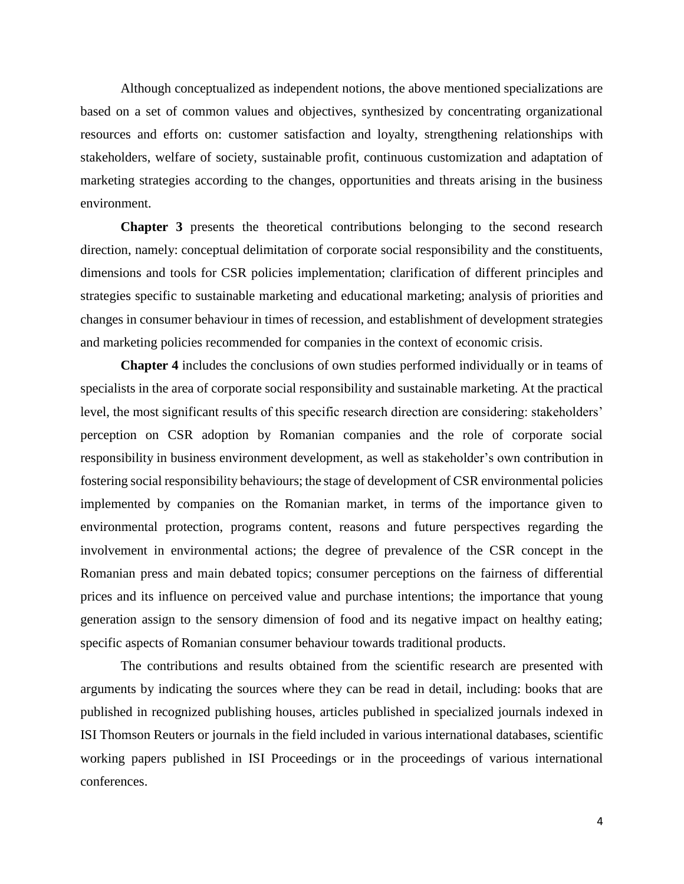Although conceptualized as independent notions, the above mentioned specializations are based on a set of common values and objectives, synthesized by concentrating organizational resources and efforts on: customer satisfaction and loyalty, strengthening relationships with stakeholders, welfare of society, sustainable profit, continuous customization and adaptation of marketing strategies according to the changes, opportunities and threats arising in the business environment.

**Chapter 3** presents the theoretical contributions belonging to the second research direction, namely: conceptual delimitation of corporate social responsibility and the constituents, dimensions and tools for CSR policies implementation; clarification of different principles and strategies specific to sustainable marketing and educational marketing; analysis of priorities and changes in consumer behaviour in times of recession, and establishment of development strategies and marketing policies recommended for companies in the context of economic crisis.

**Chapter 4** includes the conclusions of own studies performed individually or in teams of specialists in the area of corporate social responsibility and sustainable marketing. At the practical level, the most significant results of this specific research direction are considering: stakeholders' perception on CSR adoption by Romanian companies and the role of corporate social responsibility in business environment development, as well as stakeholder's own contribution in fostering social responsibility behaviours; the stage of development of CSR environmental policies implemented by companies on the Romanian market, in terms of the importance given to environmental protection, programs content, reasons and future perspectives regarding the involvement in environmental actions; the degree of prevalence of the CSR concept in the Romanian press and main debated topics; consumer perceptions on the fairness of differential prices and its influence on perceived value and purchase intentions; the importance that young generation assign to the sensory dimension of food and its negative impact on healthy eating; specific aspects of Romanian consumer behaviour towards traditional products.

The contributions and results obtained from the scientific research are presented with arguments by indicating the sources where they can be read in detail, including: books that are published in recognized publishing houses, articles published in specialized journals indexed in ISI Thomson Reuters or journals in the field included in various international databases, scientific working papers published in ISI Proceedings or in the proceedings of various international conferences.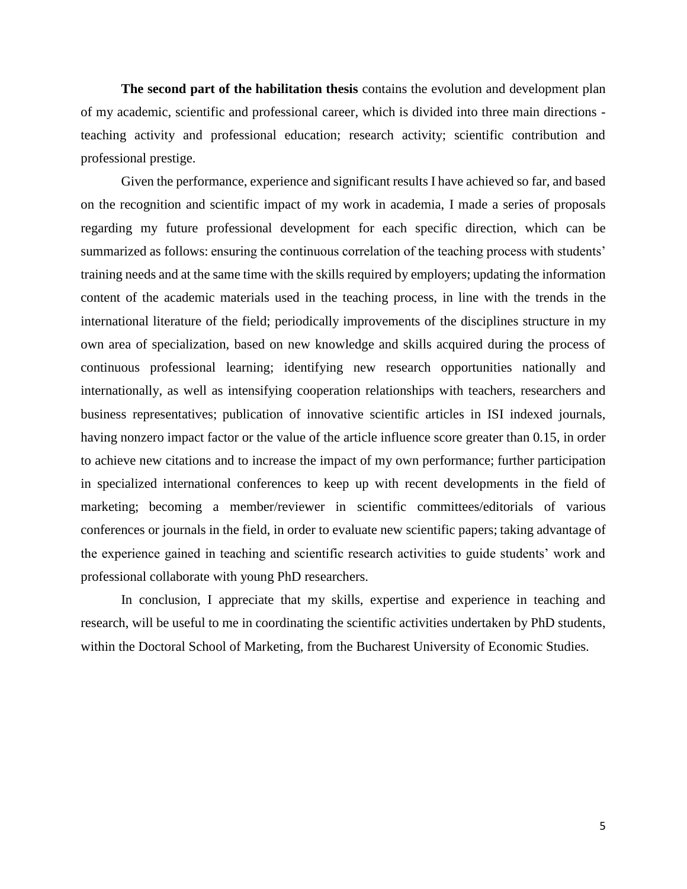**The second part of the habilitation thesis** contains the evolution and development plan of my academic, scientific and professional career, which is divided into three main directions - teaching activity and professional education; research activity; scientific contribution and professional prestige.

Given the performance, experience and significant results I have achieved so far, and based on the recognition and scientific impact of my work in academia, I made a series of proposals regarding my future professional development for each specific direction, which can be summarized as follows: ensuring the continuous correlation of the teaching process with students' training needs and at the same time with the skills required by employers; updating the information content of the academic materials used in the teaching process, in line with the trends in the international literature of the field; periodically improvements of the disciplines structure in my own area of specialization, based on new knowledge and skills acquired during the process of continuous professional learning; identifying new research opportunities nationally and internationally, as well as intensifying cooperation relationships with teachers, researchers and business representatives; publication of innovative scientific articles in ISI indexed journals, having nonzero impact factor or the value of the article influence score greater than 0.15, in order to achieve new citations and to increase the impact of my own performance; further participation in specialized international conferences to keep up with recent developments in the field of marketing; becoming a member/reviewer in scientific committees/editorials of various conferences or journals in the field, in order to evaluate new scientific papers; taking advantage of the experience gained in teaching and scientific research activities to guide students' work and professional collaborate with young PhD researchers.

In conclusion, I appreciate that my skills, expertise and experience in teaching and research, will be useful to me in coordinating the scientific activities undertaken by PhD students, within the Doctoral School of Marketing, from the Bucharest University of Economic Studies.